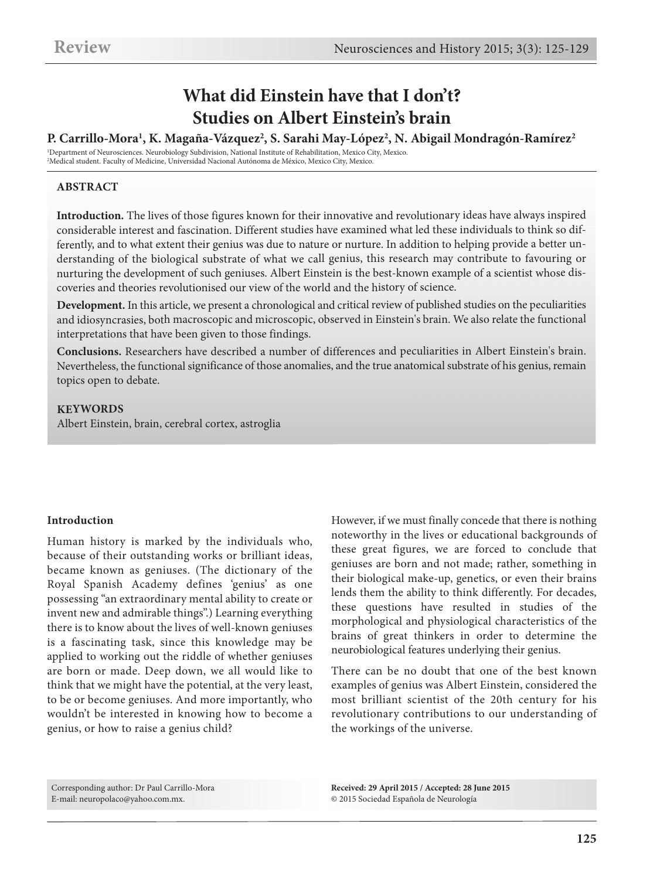# What did Einstein have that I don't? Studies on Albert Einstein's brain

**P. Carrillo-Mora[1], K. Magaña-Vázquez[2], S. Sarahi May-López[2], N. Abigail Mondragón-Ramírez[2]**

[1]Department of Neurosciences. Neurobiology Subdivision, National Institute of Rehabilitation, Mexico City, Mexico.
[2]Medical student. Faculty of Medicine, Universidad Nacional Autónoma de México, Mexico City, Mexico.

## ABSTRACT

**Introduction.** The lives of those figures known for their innovative and revolutionary ideas have always inspired considerable interest and fascination. Different studies have examined what led these individuals to think so differently, and to what extent their genius was due to nature or nurture. In addition to helping provide a better understanding of the biological substrate of what we call genius, this research may contribute to favouring or nurturing the development of such geniuses. Albert Einstein is the best-known example of a scientist whose discoveries and theories revolutionised our view of the world and the history of science.

**Development.** In this article, we present a chronological and critical review of published studies on the peculiarities and idiosyncrasies, both macroscopic and microscopic, observed in Einstein's brain. We also relate the functional interpretations that have been given to those findings.

**Conclusions.** Researchers have described a number of differences and peculiarities in Albert Einstein's brain. Nevertheless, the functional significance of those anomalies, and the true anatomical substrate of his genius, remain topics open to debate.

## KEYWORDS

Albert Einstein, brain, cerebral cortex, astroglia

## Introduction

Human history is marked by the individuals who, because of their outstanding works or brilliant ideas, became known as geniuses. (The dictionary of the Royal Spanish Academy defines 'genius' as one possessing "an extraordinary mental ability to create or invent new and admirable things".) Learning everything there is to know about the lives of well-known geniuses is a fascinating task, since this knowledge may be applied to working out the riddle of whether geniuses are born or made. Deep down, we all would like to think that we might have the potential, at the very least, to be or become geniuses. And more importantly, who wouldn't be interested in knowing how to become a genius, or how to raise a genius child?

However, if we must finally concede that there is nothing noteworthy in the lives or educational backgrounds of these great figures, we are forced to conclude that geniuses are born and not made; rather, something in their biological make-up, genetics, or even their brains lends them the ability to think differently. For decades, these questions have resulted in studies of the morphological and physiological characteristics of the brains of great thinkers in order to determine the neurobiological features underlying their genius.

There can be no doubt that one of the best known examples of genius was Albert Einstein, considered the most brilliant scientist of the 20th century for his revolutionary contributions to our understanding of the workings of the universe.

Corresponding author: Dr Paul Carrillo-Mora
E-mail: neuropolaco@yahoo.com.mx.

**Received: 29 April 2015 / Accepted: 28 June 2015**
© 2015 Sociedad Española de Neurología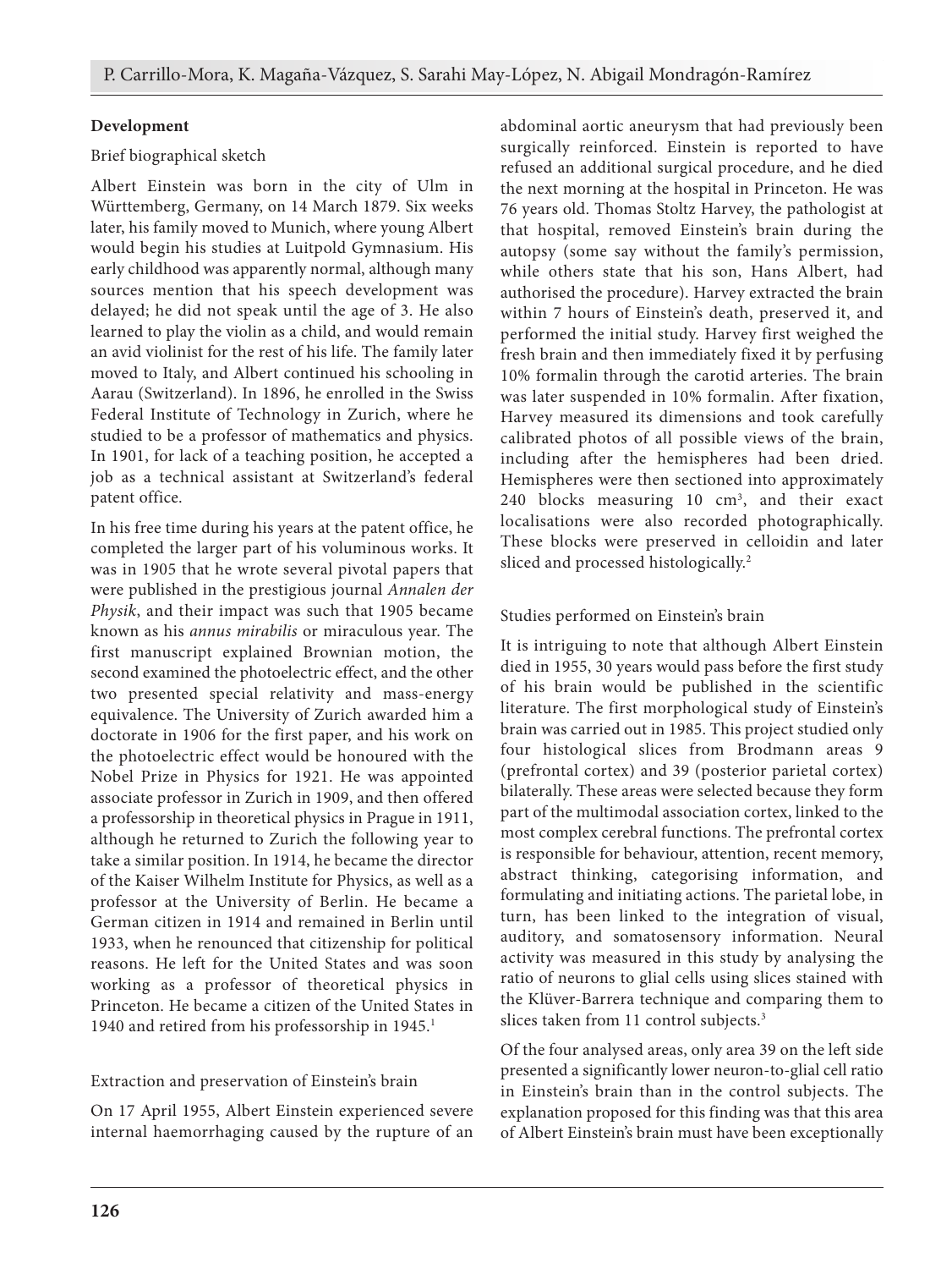**Development**

Brief biographical sketch

Albert Einstein was born in the city of Ulm in Württemberg, Germany, on 14 March 1879. Six weeks later, his family moved to Munich, where young Albert would begin his studies at Luitpold Gymnasium. His early childhood was apparently normal, although many sources mention that his speech development was delayed; he did not speak until the age of 3. He also learned to play the violin as a child, and would remain an avid violinist for the rest of his life. The family later moved to Italy, and Albert continued his schooling in Aarau (Switzerland). In 1896, he enrolled in the Swiss Federal Institute of Technology in Zurich, where he studied to be a professor of mathematics and physics. In 1901, for lack of a teaching position, he accepted a job as a technical assistant at Switzerland's federal patent office.

In his free time during his years at the patent office, he completed the larger part of his voluminous works. It was in 1905 that he wrote several pivotal papers that were published in the prestigious journal *Annalen der Physik*, and their impact was such that 1905 became known as his *annus mirabilis* or miraculous year. The first manuscript explained Brownian motion, the second examined the photoelectric effect, and the other two presented special relativity and mass-energy equivalence. The University of Zurich awarded him a doctorate in 1906 for the first paper, and his work on the photoelectric effect would be honoured with the Nobel Prize in Physics for 1921. He was appointed associate professor in Zurich in 1909, and then offered a professorship in theoretical physics in Prague in 1911, although he returned to Zurich the following year to take a similar position. In 1914, he became the director of the Kaiser Wilhelm Institute for Physics, as well as a professor at the University of Berlin. He became a German citizen in 1914 and remained in Berlin until 1933, when he renounced that citizenship for political reasons. He left for the United States and was soon working as a professor of theoretical physics in Princeton. He became a citizen of the United States in 1940 and retired from his professorship in 1945.[1]

Extraction and preservation of Einstein's brain

On 17 April 1955, Albert Einstein experienced severe internal haemorrhaging caused by the rupture of an abdominal aortic aneurysm that had previously been surgically reinforced. Einstein is reported to have refused an additional surgical procedure, and he died the next morning at the hospital in Princeton. He was 76 years old. Thomas Stoltz Harvey, the pathologist at that hospital, removed Einstein's brain during the autopsy (some say without the family's permission, while others state that his son, Hans Albert, had authorised the procedure). Harvey extracted the brain within 7 hours of Einstein's death, preserved it, and performed the initial study. Harvey first weighed the fresh brain and then immediately fixed it by perfusing 10% formalin through the carotid arteries. The brain was later suspended in 10% formalin. After fixation, Harvey measured its dimensions and took carefully calibrated photos of all possible views of the brain, including after the hemispheres had been dried. Hemispheres were then sectioned into approximately 240 blocks measuring 10 $cm^3$, and their exact localisations were also recorded photographically. These blocks were preserved in celloidin and later sliced and processed histologically.[2]

Studies performed on Einstein's brain

It is intriguing to note that although Albert Einstein died in 1955, 30 years would pass before the first study of his brain would be published in the scientific literature. The first morphological study of Einstein's brain was carried out in 1985. This project studied only four histological slices from Brodmann areas 9 (prefrontal cortex) and 39 (posterior parietal cortex) bilaterally. These areas were selected because they form part of the multimodal association cortex, linked to the most complex cerebral functions. The prefrontal cortex is responsible for behaviour, attention, recent memory, abstract thinking, categorising information, and formulating and initiating actions. The parietal lobe, in turn, has been linked to the integration of visual, auditory, and somatosensory information. Neural activity was measured in this study by analysing the ratio of neurons to glial cells using slices stained with the Klüver-Barrera technique and comparing them to slices taken from 11 control subjects.[3]

Of the four analysed areas, only area 39 on the left side presented a significantly lower neuron-to-glial cell ratio in Einstein's brain than in the control subjects. The explanation proposed for this finding was that this area of Albert Einstein's brain must have been exceptionally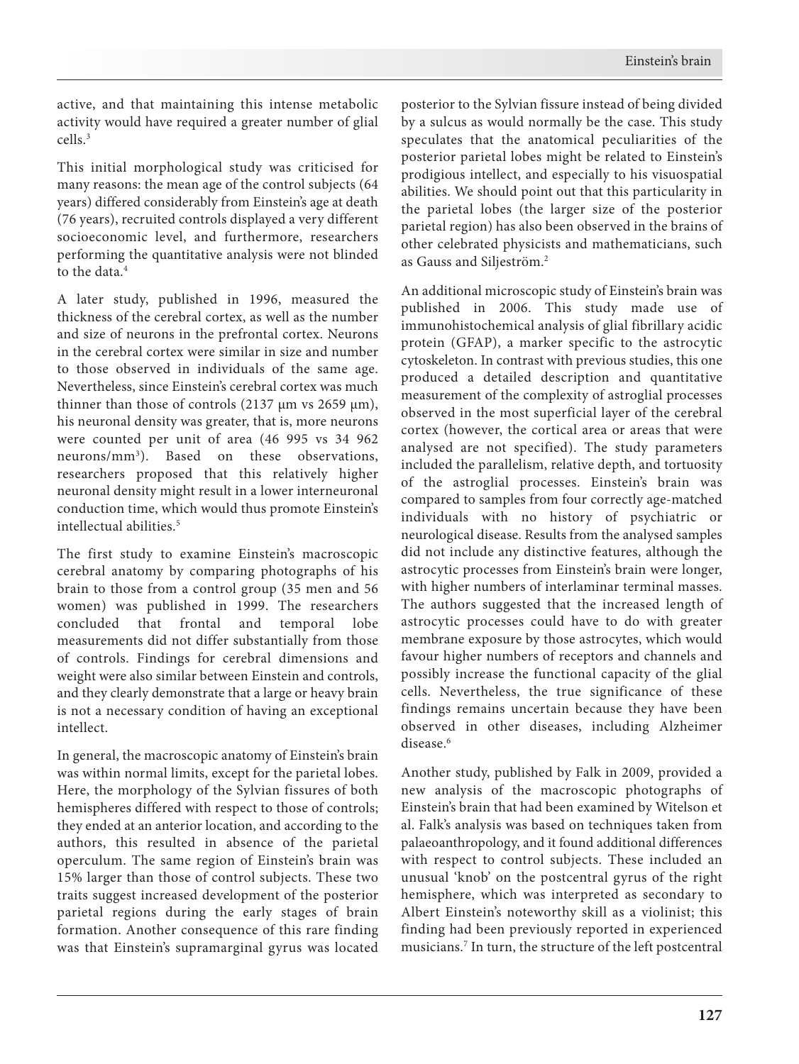active, and that maintaining this intense metabolic activity would have required a greater number of glial cells.[3]

This initial morphological study was criticised for many reasons: the mean age of the control subjects (64 years) differed considerably from Einstein's age at death (76 years), recruited controls displayed a very different socioeconomic level, and furthermore, researchers performing the quantitative analysis were not blinded to the data.[4]

A later study, published in 1996, measured the thickness of the cerebral cortex, as well as the number and size of neurons in the prefrontal cortex. Neurons in the cerebral cortex were similar in size and number to those observed in individuals of the same age. Nevertheless, since Einstein's cerebral cortex was much thinner than those of controls (2137 μm vs 2659 μm), his neuronal density was greater, that is, more neurons were counted per unit of area (46 995 vs 34 962 neurons/mm$^3$). Based on these observations, researchers proposed that this relatively higher neuronal density might result in a lower interneuronal conduction time, which would thus promote Einstein's intellectual abilities.[5]

The first study to examine Einstein's macroscopic cerebral anatomy by comparing photographs of his brain to those from a control group (35 men and 56 women) was published in 1999. The researchers concluded that frontal and temporal lobe measurements did not differ substantially from those of controls. Findings for cerebral dimensions and weight were also similar between Einstein and controls, and they clearly demonstrate that a large or heavy brain is not a necessary condition of having an exceptional intellect.

In general, the macroscopic anatomy of Einstein's brain was within normal limits, except for the parietal lobes. Here, the morphology of the Sylvian fissures of both hemispheres differed with respect to those of controls; they ended at an anterior location, and according to the authors, this resulted in absence of the parietal operculum. The same region of Einstein's brain was 15% larger than those of control subjects. These two traits suggest increased development of the posterior parietal regions during the early stages of brain formation. Another consequence of this rare finding was that Einstein's supramarginal gyrus was located posterior to the Sylvian fissure instead of being divided by a sulcus as would normally be the case. This study speculates that the anatomical peculiarities of the posterior parietal lobes might be related to Einstein's prodigious intellect, and especially to his visuospatial abilities. We should point out that this particularity in the parietal lobes (the larger size of the posterior parietal region) has also been observed in the brains of other celebrated physicists and mathematicians, such as Gauss and Siljeström.[2]

An additional microscopic study of Einstein's brain was published in 2006. This study made use of immunohistochemical analysis of glial fibrillary acidic protein (GFAP), a marker specific to the astrocytic cytoskeleton. In contrast with previous studies, this one produced a detailed description and quantitative measurement of the complexity of astroglial processes observed in the most superficial layer of the cerebral cortex (however, the cortical area or areas that were analysed are not specified). The study parameters included the parallelism, relative depth, and tortuosity of the astroglial processes. Einstein's brain was compared to samples from four correctly age-matched individuals with no history of psychiatric or neurological disease. Results from the analysed samples did not include any distinctive features, although the astrocytic processes from Einstein's brain were longer, with higher numbers of interlaminar terminal masses. The authors suggested that the increased length of astrocytic processes could have to do with greater membrane exposure by those astrocytes, which would favour higher numbers of receptors and channels and possibly increase the functional capacity of the glial cells. Nevertheless, the true significance of these findings remains uncertain because they have been observed in other diseases, including Alzheimer disease.[6]

Another study, published by Falk in 2009, provided a new analysis of the macroscopic photographs of Einstein's brain that had been examined by Witelson et al. Falk's analysis was based on techniques taken from palaeoanthropology, and it found additional differences with respect to control subjects. These included an unusual 'knob' on the postcentral gyrus of the right hemisphere, which was interpreted as secondary to Albert Einstein's noteworthy skill as a violinist; this finding had been previously reported in experienced musicians.[7] In turn, the structure of the left postcentral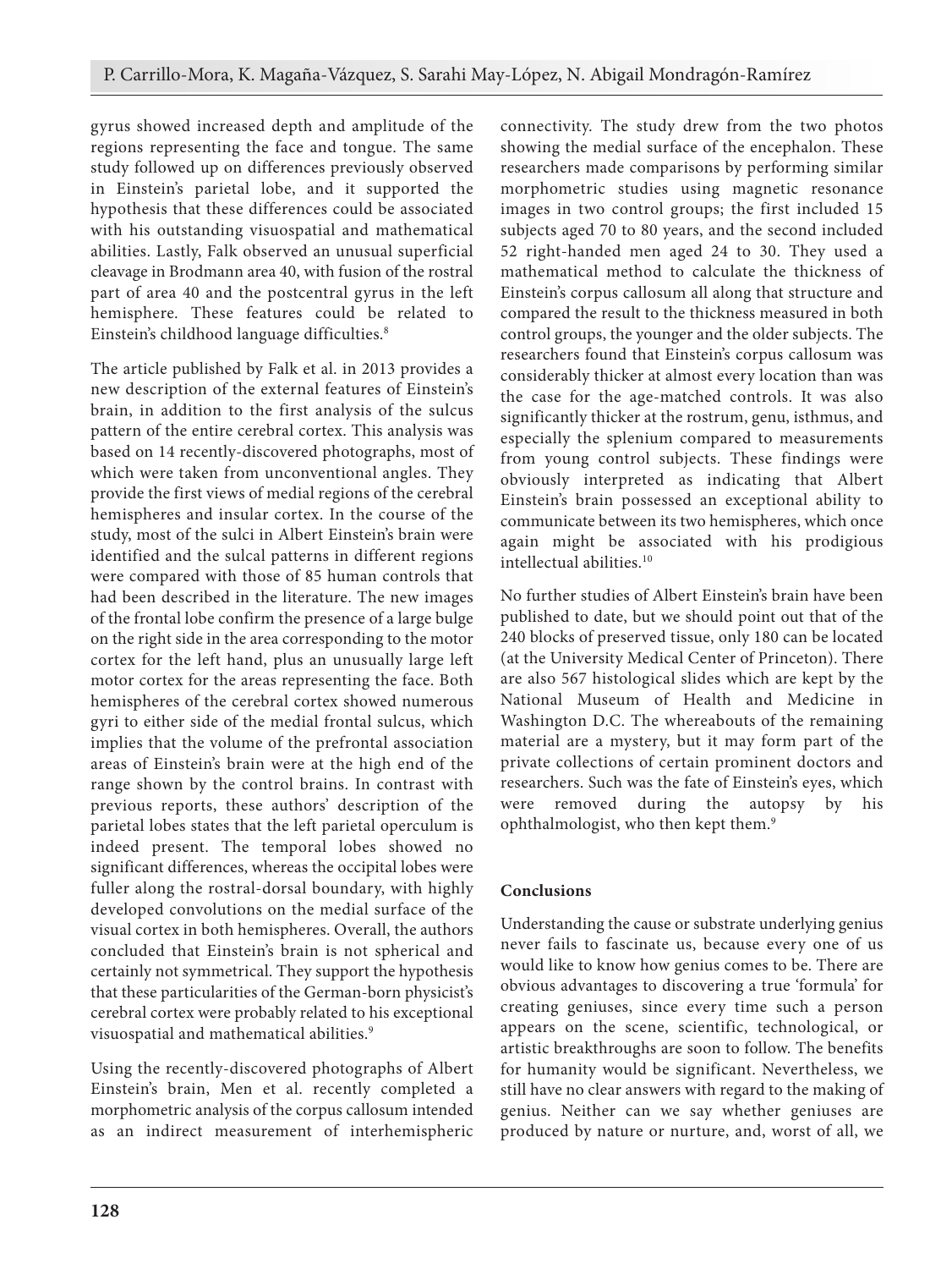gyrus showed increased depth and amplitude of the regions representing the face and tongue. The same study followed up on differences previously observed in Einstein's parietal lobe, and it supported the hypothesis that these differences could be associated with his outstanding visuospatial and mathematical abilities. Lastly, Falk observed an unusual superficial cleavage in Brodmann area 40, with fusion of the rostral part of area 40 and the postcentral gyrus in the left hemisphere. These features could be related to Einstein's childhood language difficulties.[8]

The article published by Falk et al. in 2013 provides a new description of the external features of Einstein's brain, in addition to the first analysis of the sulcus pattern of the entire cerebral cortex. This analysis was based on 14 recently-discovered photographs, most of which were taken from unconventional angles. They provide the first views of medial regions of the cerebral hemispheres and insular cortex. In the course of the study, most of the sulci in Albert Einstein's brain were identified and the sulcal patterns in different regions were compared with those of 85 human controls that had been described in the literature. The new images of the frontal lobe confirm the presence of a large bulge on the right side in the area corresponding to the motor cortex for the left hand, plus an unusually large left motor cortex for the areas representing the face. Both hemispheres of the cerebral cortex showed numerous gyri to either side of the medial frontal sulcus, which implies that the volume of the prefrontal association areas of Einstein's brain were at the high end of the range shown by the control brains. In contrast with previous reports, these authors' description of the parietal lobes states that the left parietal operculum is indeed present. The temporal lobes showed no significant differences, whereas the occipital lobes were fuller along the rostral-dorsal boundary, with highly developed convolutions on the medial surface of the visual cortex in both hemispheres. Overall, the authors concluded that Einstein's brain is not spherical and certainly not symmetrical. They support the hypothesis that these particularities of the German-born physicist's cerebral cortex were probably related to his exceptional visuospatial and mathematical abilities.[9]

Using the recently-discovered photographs of Albert Einstein's brain, Men et al. recently completed a morphometric analysis of the corpus callosum intended as an indirect measurement of interhemispheric connectivity. The study drew from the two photos showing the medial surface of the encephalon. These researchers made comparisons by performing similar morphometric studies using magnetic resonance images in two control groups; the first included 15 subjects aged 70 to 80 years, and the second included 52 right-handed men aged 24 to 30. They used a mathematical method to calculate the thickness of Einstein's corpus callosum all along that structure and compared the result to the thickness measured in both control groups, the younger and the older subjects. The researchers found that Einstein's corpus callosum was considerably thicker at almost every location than was the case for the age-matched controls. It was also significantly thicker at the rostrum, genu, isthmus, and especially the splenium compared to measurements from young control subjects. These findings were obviously interpreted as indicating that Albert Einstein's brain possessed an exceptional ability to communicate between its two hemispheres, which once again might be associated with his prodigious intellectual abilities.[10]

No further studies of Albert Einstein's brain have been published to date, but we should point out that of the 240 blocks of preserved tissue, only 180 can be located (at the University Medical Center of Princeton). There are also 567 histological slides which are kept by the National Museum of Health and Medicine in Washington D.C. The whereabouts of the remaining material are a mystery, but it may form part of the private collections of certain prominent doctors and researchers. Such was the fate of Einstein's eyes, which were removed during the autopsy by his ophthalmologist, who then kept them.[9]

## Conclusions

Understanding the cause or substrate underlying genius never fails to fascinate us, because every one of us would like to know how genius comes to be. There are obvious advantages to discovering a true 'formula' for creating geniuses, since every time such a person appears on the scene, scientific, technological, or artistic breakthroughs are soon to follow. The benefits for humanity would be significant. Nevertheless, we still have no clear answers with regard to the making of genius. Neither can we say whether geniuses are produced by nature or nurture, and, worst of all, we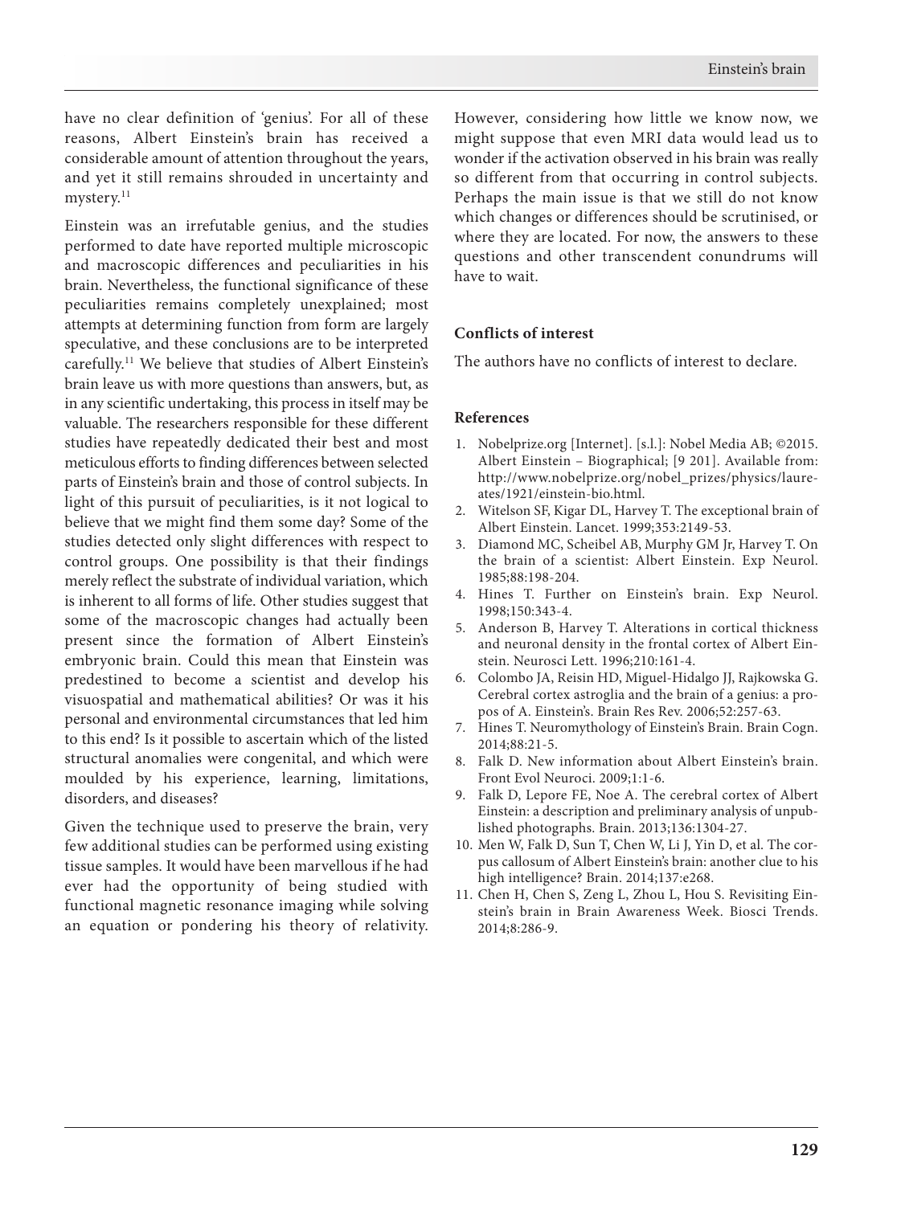have no clear definition of 'genius'. For all of these reasons, Albert Einstein's brain has received a considerable amount of attention throughout the years, and yet it still remains shrouded in uncertainty and mystery.[11]

Einstein was an irrefutable genius, and the studies performed to date have reported multiple microscopic and macroscopic differences and peculiarities in his brain. Nevertheless, the functional significance of these peculiarities remains completely unexplained; most attempts at determining function from form are largely speculative, and these conclusions are to be interpreted carefully.[11] We believe that studies of Albert Einstein's brain leave us with more questions than answers, but, as in any scientific undertaking, this process in itself may be valuable. The researchers responsible for these different studies have repeatedly dedicated their best and most meticulous efforts to finding differences between selected parts of Einstein's brain and those of control subjects. In light of this pursuit of peculiarities, is it not logical to believe that we might find them some day? Some of the studies detected only slight differences with respect to control groups. One possibility is that their findings merely reflect the substrate of individual variation, which is inherent to all forms of life. Other studies suggest that some of the macroscopic changes had actually been present since the formation of Albert Einstein's embryonic brain. Could this mean that Einstein was predestined to become a scientist and develop his visuospatial and mathematical abilities? Or was it his personal and environmental circumstances that led him to this end? Is it possible to ascertain which of the listed structural anomalies were congenital, and which were moulded by his experience, learning, limitations, disorders, and diseases?

Given the technique used to preserve the brain, very few additional studies can be performed using existing tissue samples. It would have been marvellous if he had ever had the opportunity of being studied with functional magnetic resonance imaging while solving an equation or pondering his theory of relativity. However, considering how little we know now, we might suppose that even MRI data would lead us to wonder if the activation observed in his brain was really so different from that occurring in control subjects. Perhaps the main issue is that we still do not know which changes or differences should be scrutinised, or where they are located. For now, the answers to these questions and other transcendent conundrums will have to wait.

## Conflicts of interest

The authors have no conflicts of interest to declare.

## References

1. Nobelprize.org [Internet]. [s.l.]: Nobel Media AB; ©2015. Albert Einstein – Biographical; [9 201]. Available from: http://www.nobelprize.org/nobel_prizes/physics/laureates/1921/einstein-bio.html.
2. Witelson SF, Kigar DL, Harvey T. The exceptional brain of Albert Einstein. Lancet. 1999;353:2149-53.
3. Diamond MC, Scheibel AB, Murphy GM Jr, Harvey T. On the brain of a scientist: Albert Einstein. Exp Neurol. 1985;88:198-204.
4. Hines T. Further on Einstein's brain. Exp Neurol. 1998;150:343-4.
5. Anderson B, Harvey T. Alterations in cortical thickness and neuronal density in the frontal cortex of Albert Einstein. Neurosci Lett. 1996;210:161-4.
6. Colombo JA, Reisin HD, Miguel-Hidalgo JJ, Rajkowska G. Cerebral cortex astroglia and the brain of a genius: a propos of A. Einstein's. Brain Res Rev. 2006;52:257-63.
7. Hines T. Neuromythology of Einstein's Brain. Brain Cogn. 2014;88:21-5.
8. Falk D. New information about Albert Einstein's brain. Front Evol Neuroci. 2009;1:1-6.
9. Falk D, Lepore FE, Noe A. The cerebral cortex of Albert Einstein: a description and preliminary analysis of unpublished photographs. Brain. 2013;136:1304-27.
10. Men W, Falk D, Sun T, Chen W, Li J, Yin D, et al. The corpus callosum of Albert Einstein's brain: another clue to his high intelligence? Brain. 2014;137:e268.
11. Chen H, Chen S, Zeng L, Zhou L, Hou S. Revisiting Einstein's brain in Brain Awareness Week. Biosci Trends. 2014;8:286-9.